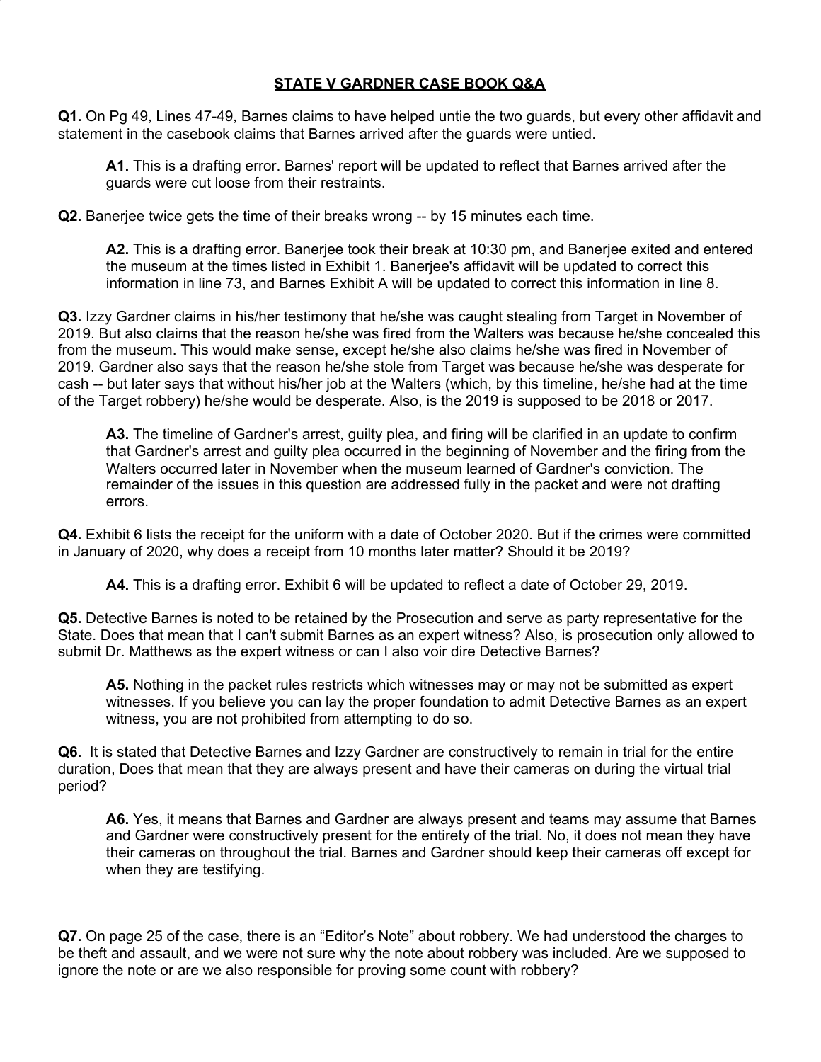# STATE V GARDNER CASE BOOK Q&A

**Q1.** On Pg 49, Lines 47-49, Barnes claims to have helped untie the two guards, but every other affidavit and statement in the casebook claims that Barnes arrived after the guards were untied.

> **A1.** This is a drafting error. Barnes' report will be updated to reflect that Barnes arrived after the guards were cut loose from their restraints.

**Q2.** Banerjee twice gets the time of their breaks wrong -- by 15 minutes each time.

> **A2.** This is a drafting error. Banerjee took their break at 10:30 pm, and Banerjee exited and entered the museum at the times listed in Exhibit 1. Banerjee's affidavit will be updated to correct this information in line 73, and Barnes Exhibit A will be updated to correct this information in line 8.

**Q3.** Izzy Gardner claims in his/her testimony that he/she was caught stealing from Target in November of 2019. But also claims that the reason he/she was fired from the Walters was because he/she concealed this from the museum. This would make sense, except he/she also claims he/she was fired in November of 2019. Gardner also says that the reason he/she stole from Target was because he/she was desperate for cash -- but later says that without his/her job at the Walters (which, by this timeline, he/she had at the time of the Target robbery) he/she would be desperate. Also, is the 2019 is supposed to be 2018 or 2017.

> **A3.** The timeline of Gardner's arrest, guilty plea, and firing will be clarified in an update to confirm that Gardner's arrest and guilty plea occurred in the beginning of November and the firing from the Walters occurred later in November when the museum learned of Gardner's conviction. The remainder of the issues in this question are addressed fully in the packet and were not drafting errors.

**Q4.** Exhibit 6 lists the receipt for the uniform with a date of October 2020. But if the crimes were committed in January of 2020, why does a receipt from 10 months later matter? Should it be 2019?

> **A4.** This is a drafting error. Exhibit 6 will be updated to reflect a date of October 29, 2019.

**Q5.** Detective Barnes is noted to be retained by the Prosecution and serve as party representative for the State. Does that mean that I can't submit Barnes as an expert witness? Also, is prosecution only allowed to submit Dr. Matthews as the expert witness or can I also voir dire Detective Barnes?

> **A5.** Nothing in the packet rules restricts which witnesses may or may not be submitted as expert witnesses. If you believe you can lay the proper foundation to admit Detective Barnes as an expert witness, you are not prohibited from attempting to do so.

**Q6.** It is stated that Detective Barnes and Izzy Gardner are constructively to remain in trial for the entire duration, Does that mean that they are always present and have their cameras on during the virtual trial period?

> **A6.** Yes, it means that Barnes and Gardner are always present and teams may assume that Barnes and Gardner were constructively present for the entirety of the trial. No, it does not mean they have their cameras on throughout the trial. Barnes and Gardner should keep their cameras off except for when they are testifying.

**Q7.** On page 25 of the case, there is an "Editor's Note" about robbery. We had understood the charges to be theft and assault, and we were not sure why the note about robbery was included. Are we supposed to ignore the note or are we also responsible for proving some count with robbery?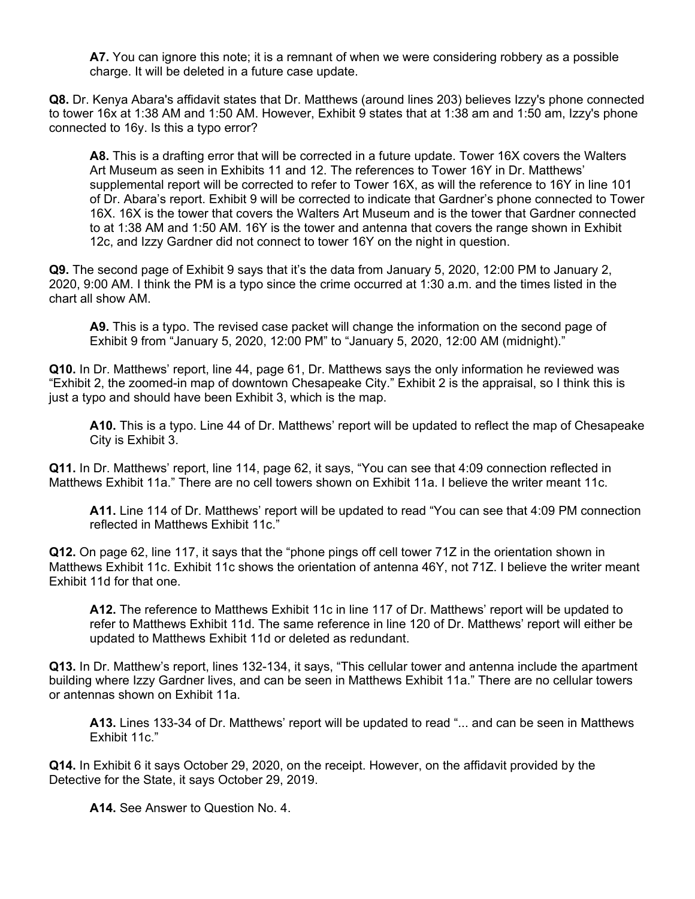**A7.** You can ignore this note; it is a remnant of when we were considering robbery as a possible charge. It will be deleted in a future case update.

**Q8.** Dr. Kenya Abara's affidavit states that Dr. Matthews (around lines 203) believes Izzy's phone connected to tower 16x at 1:38 AM and 1:50 AM. However, Exhibit 9 states that at 1:38 am and 1:50 am, Izzy's phone connected to 16y. Is this a typo error?

**A8.** This is a drafting error that will be corrected in a future update. Tower 16X covers the Walters Art Museum as seen in Exhibits 11 and 12. The references to Tower 16Y in Dr. Matthews' supplemental report will be corrected to refer to Tower 16X, as will the reference to 16Y in line 101 of Dr. Abara's report. Exhibit 9 will be corrected to indicate that Gardner's phone connected to Tower 16X. 16X is the tower that covers the Walters Art Museum and is the tower that Gardner connected to at 1:38 AM and 1:50 AM. 16Y is the tower and antenna that covers the range shown in Exhibit 12c, and Izzy Gardner did not connect to tower 16Y on the night in question.

**Q9.** The second page of Exhibit 9 says that it's the data from January 5, 2020, 12:00 PM to January 2, 2020, 9:00 AM. I think the PM is a typo since the crime occurred at 1:30 a.m. and the times listed in the chart all show AM.

**A9.** This is a typo. The revised case packet will change the information on the second page of Exhibit 9 from "January 5, 2020, 12:00 PM" to "January 5, 2020, 12:00 AM (midnight)."

**Q10.** In Dr. Matthews' report, line 44, page 61, Dr. Matthews says the only information he reviewed was "Exhibit 2, the zoomed-in map of downtown Chesapeake City." Exhibit 2 is the appraisal, so I think this is just a typo and should have been Exhibit 3, which is the map.

**A10.** This is a typo. Line 44 of Dr. Matthews' report will be updated to reflect the map of Chesapeake City is Exhibit 3.

**Q11.** In Dr. Matthews' report, line 114, page 62, it says, "You can see that 4:09 connection reflected in Matthews Exhibit 11a." There are no cell towers shown on Exhibit 11a. I believe the writer meant 11c.

**A11.** Line 114 of Dr. Matthews' report will be updated to read "You can see that 4:09 PM connection reflected in Matthews Exhibit 11c."

**Q12.** On page 62, line 117, it says that the "phone pings off cell tower 71Z in the orientation shown in Matthews Exhibit 11c. Exhibit 11c shows the orientation of antenna 46Y, not 71Z. I believe the writer meant Exhibit 11d for that one.

**A12.** The reference to Matthews Exhibit 11c in line 117 of Dr. Matthews' report will be updated to refer to Matthews Exhibit 11d. The same reference in line 120 of Dr. Matthews' report will either be updated to Matthews Exhibit 11d or deleted as redundant.

**Q13.** In Dr. Matthew's report, lines 132-134, it says, "This cellular tower and antenna include the apartment building where Izzy Gardner lives, and can be seen in Matthews Exhibit 11a." There are no cellular towers or antennas shown on Exhibit 11a.

**A13.** Lines 133-34 of Dr. Matthews' report will be updated to read "... and can be seen in Matthews Exhibit 11c."

**Q14.** In Exhibit 6 it says October 29, 2020, on the receipt. However, on the affidavit provided by the Detective for the State, it says October 29, 2019.

**A14.** See Answer to Question No. 4.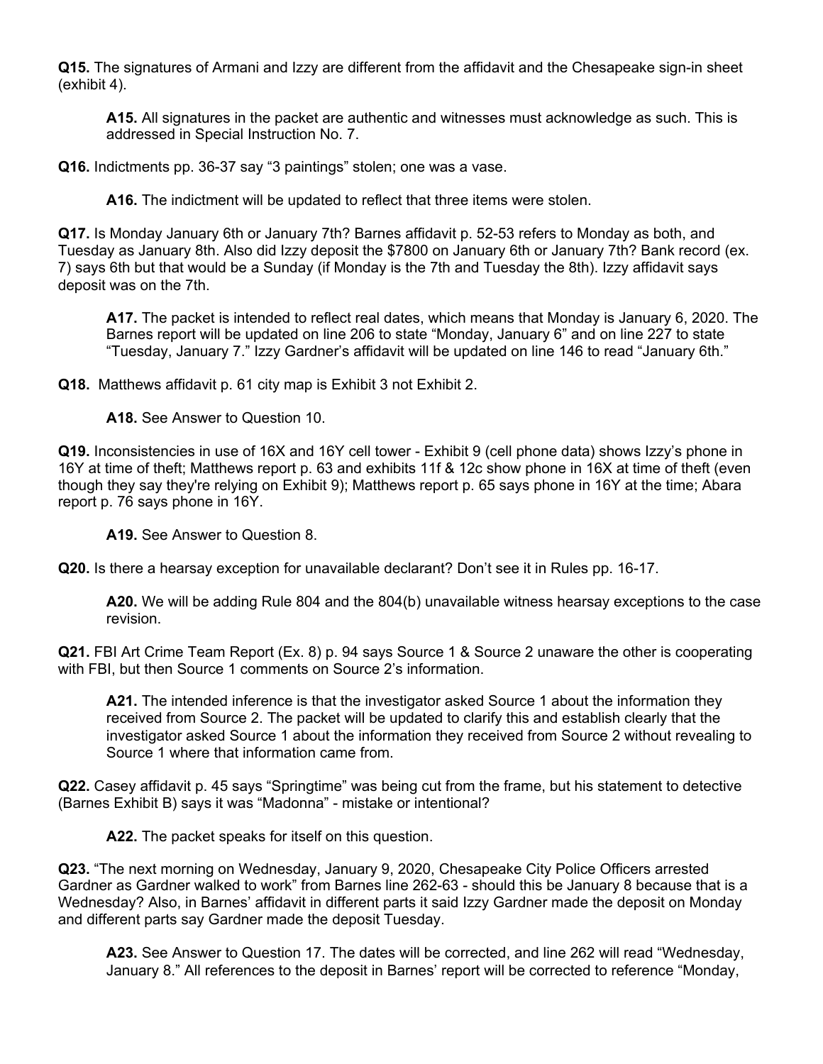**Q15.** The signatures of Armani and Izzy are different from the affidavit and the Chesapeake sign-in sheet (exhibit 4).

> **A15.** All signatures in the packet are authentic and witnesses must acknowledge as such. This is addressed in Special Instruction No. 7.

**Q16.** Indictments pp. 36-37 say "3 paintings" stolen; one was a vase.

> **A16.** The indictment will be updated to reflect that three items were stolen.

**Q17.** Is Monday January 6th or January 7th? Barnes affidavit p. 52-53 refers to Monday as both, and Tuesday as January 8th. Also did Izzy deposit the $7800 on January 6th or January 7th? Bank record (ex. 7) says 6th but that would be a Sunday (if Monday is the 7th and Tuesday the 8th). Izzy affidavit says deposit was on the 7th.

> **A17.** The packet is intended to reflect real dates, which means that Monday is January 6, 2020. The Barnes report will be updated on line 206 to state "Monday, January 6" and on line 227 to state "Tuesday, January 7." Izzy Gardner's affidavit will be updated on line 146 to read "January 6th."

**Q18.** Matthews affidavit p. 61 city map is Exhibit 3 not Exhibit 2.

> **A18.** See Answer to Question 10.

**Q19.** Inconsistencies in use of 16X and 16Y cell tower - Exhibit 9 (cell phone data) shows Izzy's phone in 16Y at time of theft; Matthews report p. 63 and exhibits 11f & 12c show phone in 16X at time of theft (even though they say they're relying on Exhibit 9); Matthews report p. 65 says phone in 16Y at the time; Abara report p. 76 says phone in 16Y.

> **A19.** See Answer to Question 8.

**Q20.** Is there a hearsay exception for unavailable declarant? Don't see it in Rules pp. 16-17.

> **A20.** We will be adding Rule 804 and the 804(b) unavailable witness hearsay exceptions to the case revision.

**Q21.** FBI Art Crime Team Report (Ex. 8) p. 94 says Source 1 & Source 2 unaware the other is cooperating with FBI, but then Source 1 comments on Source 2's information.

> **A21.** The intended inference is that the investigator asked Source 1 about the information they received from Source 2. The packet will be updated to clarify this and establish clearly that the investigator asked Source 1 about the information they received from Source 2 without revealing to Source 1 where that information came from.

**Q22.** Casey affidavit p. 45 says "Springtime" was being cut from the frame, but his statement to detective (Barnes Exhibit B) says it was "Madonna" - mistake or intentional?

> **A22.** The packet speaks for itself on this question.

**Q23.** "The next morning on Wednesday, January 9, 2020, Chesapeake City Police Officers arrested Gardner as Gardner walked to work" from Barnes line 262-63 - should this be January 8 because that is a Wednesday? Also, in Barnes' affidavit in different parts it said Izzy Gardner made the deposit on Monday and different parts say Gardner made the deposit Tuesday.

> **A23.** See Answer to Question 17. The dates will be corrected, and line 262 will read "Wednesday, January 8." All references to the deposit in Barnes' report will be corrected to reference "Monday,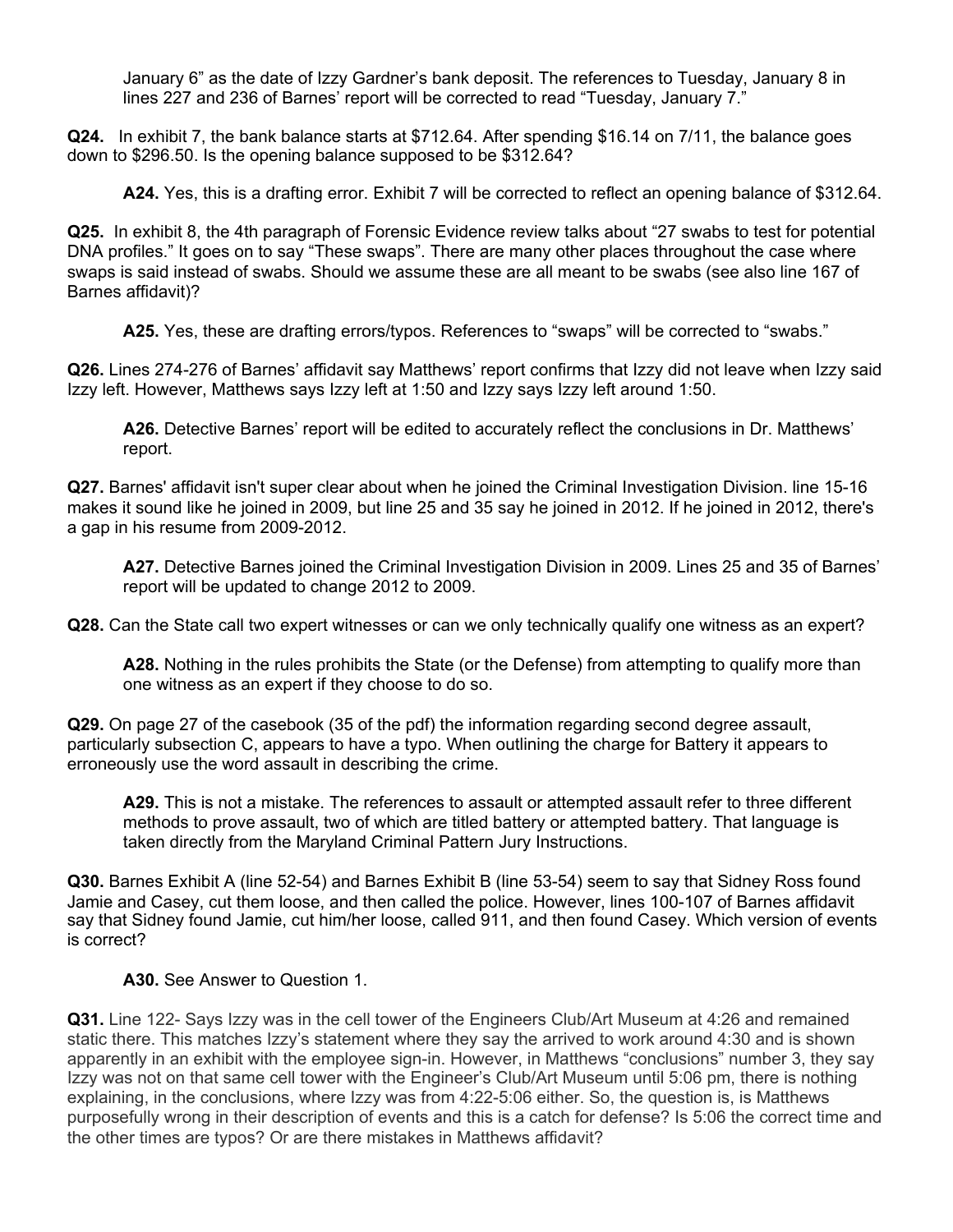January 6" as the date of Izzy Gardner's bank deposit. The references to Tuesday, January 8 in lines 227 and 236 of Barnes' report will be corrected to read "Tuesday, January 7."

**Q24.** In exhibit 7, the bank balance starts at $712.64. After spending $16.14 on 7/11, the balance goes down to $296.50. Is the opening balance supposed to be $312.64?

> **A24.** Yes, this is a drafting error. Exhibit 7 will be corrected to reflect an opening balance of $312.64.

**Q25.** In exhibit 8, the 4th paragraph of Forensic Evidence review talks about "27 swabs to test for potential DNA profiles." It goes on to say "These swaps". There are many other places throughout the case where swaps is said instead of swabs. Should we assume these are all meant to be swabs (see also line 167 of Barnes affidavit)?

> **A25.** Yes, these are drafting errors/typos. References to "swaps" will be corrected to "swabs."

**Q26.** Lines 274-276 of Barnes' affidavit say Matthews' report confirms that Izzy did not leave when Izzy said Izzy left. However, Matthews says Izzy left at 1:50 and Izzy says Izzy left around 1:50.

> **A26.** Detective Barnes' report will be edited to accurately reflect the conclusions in Dr. Matthews' report.

**Q27.** Barnes' affidavit isn't super clear about when he joined the Criminal Investigation Division. line 15-16 makes it sound like he joined in 2009, but line 25 and 35 say he joined in 2012. If he joined in 2012, there's a gap in his resume from 2009-2012.

> **A27.** Detective Barnes joined the Criminal Investigation Division in 2009. Lines 25 and 35 of Barnes' report will be updated to change 2012 to 2009.

**Q28.** Can the State call two expert witnesses or can we only technically qualify one witness as an expert?

> **A28.** Nothing in the rules prohibits the State (or the Defense) from attempting to qualify more than one witness as an expert if they choose to do so.

**Q29.** On page 27 of the casebook (35 of the pdf) the information regarding second degree assault, particularly subsection C, appears to have a typo. When outlining the charge for Battery it appears to erroneously use the word assault in describing the crime.

> **A29.** This is not a mistake. The references to assault or attempted assault refer to three different methods to prove assault, two of which are titled battery or attempted battery. That language is taken directly from the Maryland Criminal Pattern Jury Instructions.

**Q30.** Barnes Exhibit A (line 52-54) and Barnes Exhibit B (line 53-54) seem to say that Sidney Ross found Jamie and Casey, cut them loose, and then called the police. However, lines 100-107 of Barnes affidavit say that Sidney found Jamie, cut him/her loose, called 911, and then found Casey. Which version of events is correct?

> **A30.** See Answer to Question 1.

**Q31.** Line 122- Says Izzy was in the cell tower of the Engineers Club/Art Museum at 4:26 and remained static there. This matches Izzy's statement where they say the arrived to work around 4:30 and is shown apparently in an exhibit with the employee sign-in. However, in Matthews "conclusions" number 3, they say Izzy was not on that same cell tower with the Engineer's Club/Art Museum until 5:06 pm, there is nothing explaining, in the conclusions, where Izzy was from 4:22-5:06 either. So, the question is, is Matthews purposefully wrong in their description of events and this is a catch for defense? Is 5:06 the correct time and the other times are typos? Or are there mistakes in Matthews affidavit?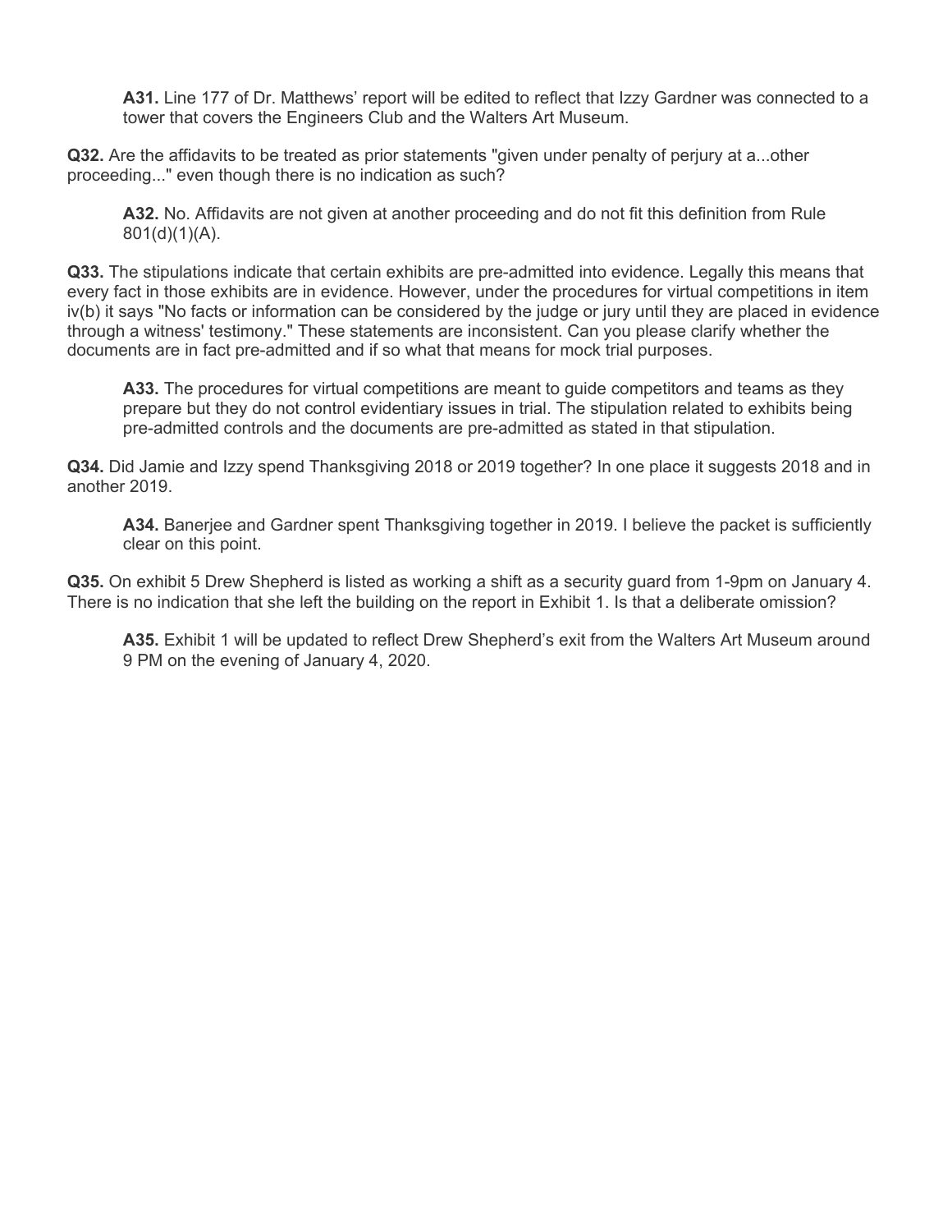**A31.** Line 177 of Dr. Matthews' report will be edited to reflect that Izzy Gardner was connected to a tower that covers the Engineers Club and the Walters Art Museum.

**Q32.** Are the affidavits to be treated as prior statements "given under penalty of perjury at a...other proceeding..." even though there is no indication as such?

**A32.** No. Affidavits are not given at another proceeding and do not fit this definition from Rule 801(d)(1)(A).

**Q33.** The stipulations indicate that certain exhibits are pre-admitted into evidence. Legally this means that every fact in those exhibits are in evidence. However, under the procedures for virtual competitions in item iv(b) it says "No facts or information can be considered by the judge or jury until they are placed in evidence through a witness' testimony." These statements are inconsistent. Can you please clarify whether the documents are in fact pre-admitted and if so what that means for mock trial purposes.

**A33.** The procedures for virtual competitions are meant to guide competitors and teams as they prepare but they do not control evidentiary issues in trial. The stipulation related to exhibits being pre-admitted controls and the documents are pre-admitted as stated in that stipulation.

**Q34.** Did Jamie and Izzy spend Thanksgiving 2018 or 2019 together? In one place it suggests 2018 and in another 2019.

**A34.** Banerjee and Gardner spent Thanksgiving together in 2019. I believe the packet is sufficiently clear on this point.

**Q35.** On exhibit 5 Drew Shepherd is listed as working a shift as a security guard from 1-9pm on January 4. There is no indication that she left the building on the report in Exhibit 1. Is that a deliberate omission?

**A35.** Exhibit 1 will be updated to reflect Drew Shepherd's exit from the Walters Art Museum around 9 PM on the evening of January 4, 2020.